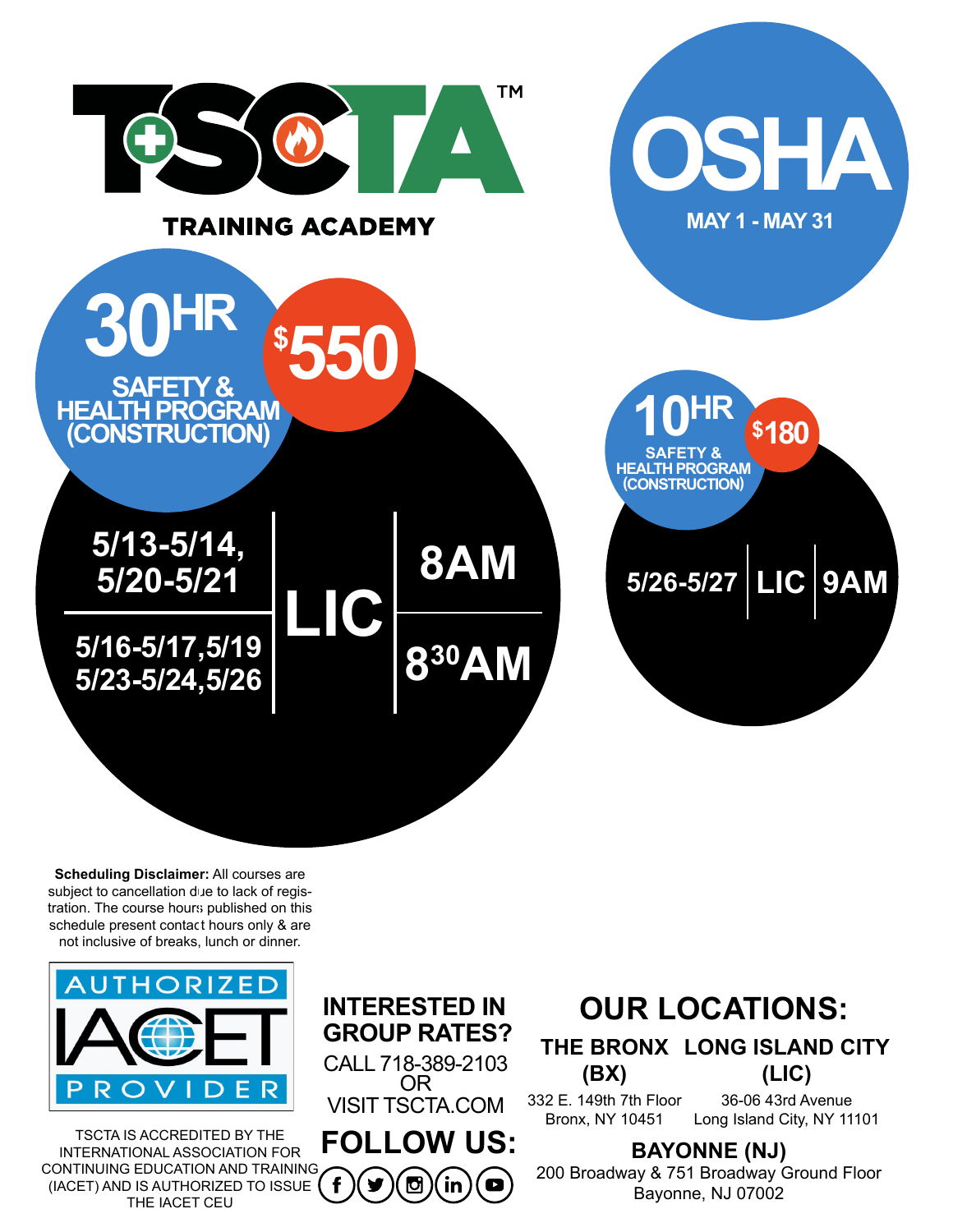# TSCTA™

## TRAINING ACADEMY

# OSHA

MAY 1 - MAY 31

## 30HR SAFETY & HEALTH PROGRAM (CONSTRUCTION)

**$550**

| Dates | Location | Time |
| --- | --- | --- |
| 5/13-5/14, 5/20-5/21 | LIC | 8AM |
| 5/16-5/17, 5/19, 5/23-5/24, 5/26 | LIC | 8:30AM |

## 10HR SAFETY & HEALTH PROGRAM (CONSTRUCTION)

**$180**

| Dates | Location | Time |
| --- | --- | --- |
| 5/26-5/27 | LIC | 9AM |

**Scheduling Disclaimer:** All courses are subject to cancellation due to lack of registration. The course hours published on this schedule present contact hours only & are not inclusive of breaks, lunch or dinner.

AUTHORIZED IACET PROVIDER

TSCTA IS ACCREDITED BY THE INTERNATIONAL ASSOCIATION FOR CONTINUING EDUCATION AND TRAINING (IACET) AND IS AUTHORIZED TO ISSUE THE IACET CEU

**INTERESTED IN GROUP RATES?**

CALL 718-389-2103 OR VISIT TSCTA.COM

**FOLLOW US:**

## OUR LOCATIONS:

**THE BRONX (BX)**
332 E. 149th 7th Floor
Bronx, NY 10451

**LONG ISLAND CITY (LIC)**
36-06 43rd Avenue
Long Island City, NY 11101

**BAYONNE (NJ)**
200 Broadway & 751 Broadway Ground Floor
Bayonne, NJ 07002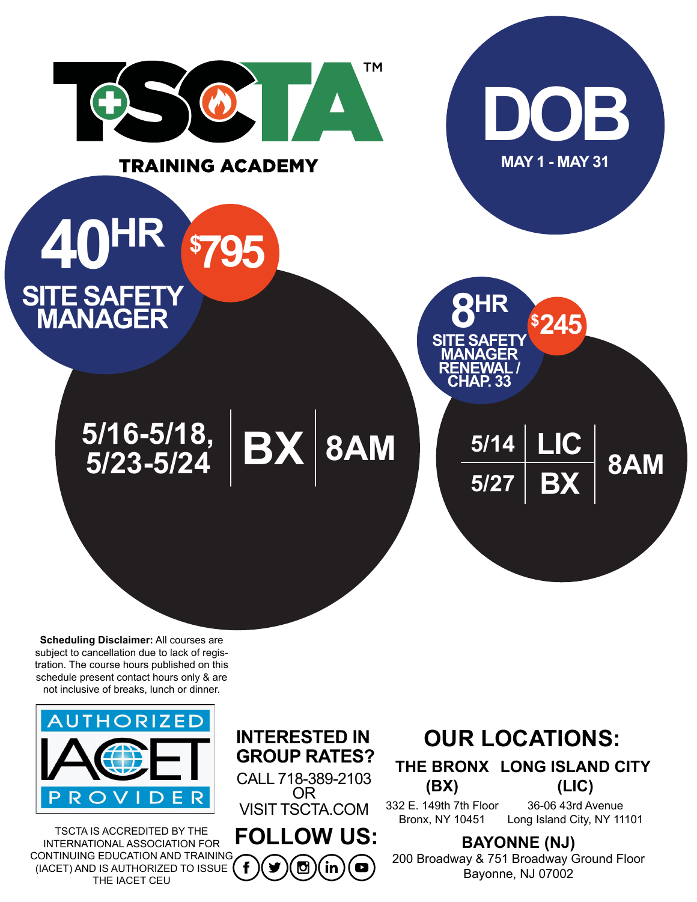# TSCTA™

**TRAINING ACADEMY**

# DOB

**MAY 1 - MAY 31**

## 40HR SITE SAFETY MANAGER — $795

| Dates | Location | Time |
|---|---|---|
| 5/16-5/18, 5/23-5/24 | BX | 8AM |

## 8HR SITE SAFETY MANAGER RENEWAL / CHAP. 33 — $245

| Date | Location | Time |
|---|---|---|
| 5/14 | LIC | 8AM |
| 5/27 | BX | 8AM |

**Scheduling Disclaimer:** All courses are subject to cancellation due to lack of registration. The course hours published on this schedule present contact hours only & are not inclusive of breaks, lunch or dinner.

AUTHORIZED IACET PROVIDER

TSCTA IS ACCREDITED BY THE INTERNATIONAL ASSOCIATION FOR CONTINUING EDUCATION AND TRAINING (IACET) AND IS AUTHORIZED TO ISSUE THE IACET CEU

**INTERESTED IN GROUP RATES?**

CALL 718-389-2103
OR
VISIT TSCTA.COM

**FOLLOW US:**

## OUR LOCATIONS:

**THE BRONX (BX)**
332 E. 149th 7th Floor
Bronx, NY 10451

**LONG ISLAND CITY (LIC)**
36-06 43rd Avenue
Long Island City, NY 11101

**BAYONNE (NJ)**
200 Broadway & 751 Broadway Ground Floor
Bayonne, NJ 07002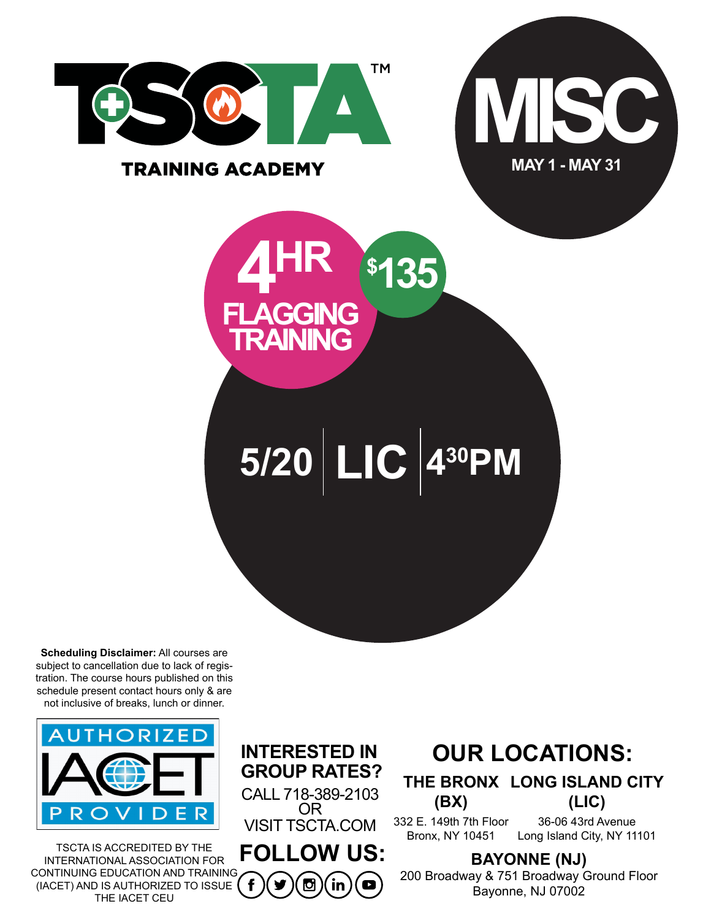# TSCTA™

TRAINING ACADEMY

# MISC

MAY 1 - MAY 31

## 4HR FLAGGING TRAINING

$135

5/20 | LIC | 4:30PM

**Scheduling Disclaimer:** All courses are subject to cancellation due to lack of registration. The course hours published on this schedule present contact hours only & are not inclusive of breaks, lunch or dinner.

AUTHORIZED IACET PROVIDER

TSCTA IS ACCREDITED BY THE INTERNATIONAL ASSOCIATION FOR CONTINUING EDUCATION AND TRAINING (IACET) AND IS AUTHORIZED TO ISSUE THE IACET CEU

**INTERESTED IN GROUP RATES?**

CALL 718-389-2103
OR
VISIT TSCTA.COM

**FOLLOW US:**

## OUR LOCATIONS:

**THE BRONX (BX)**
332 E. 149th 7th Floor
Bronx, NY 10451

**LONG ISLAND CITY (LIC)**
36-06 43rd Avenue
Long Island City, NY 11101

**BAYONNE (NJ)**
200 Broadway & 751 Broadway Ground Floor
Bayonne, NJ 07002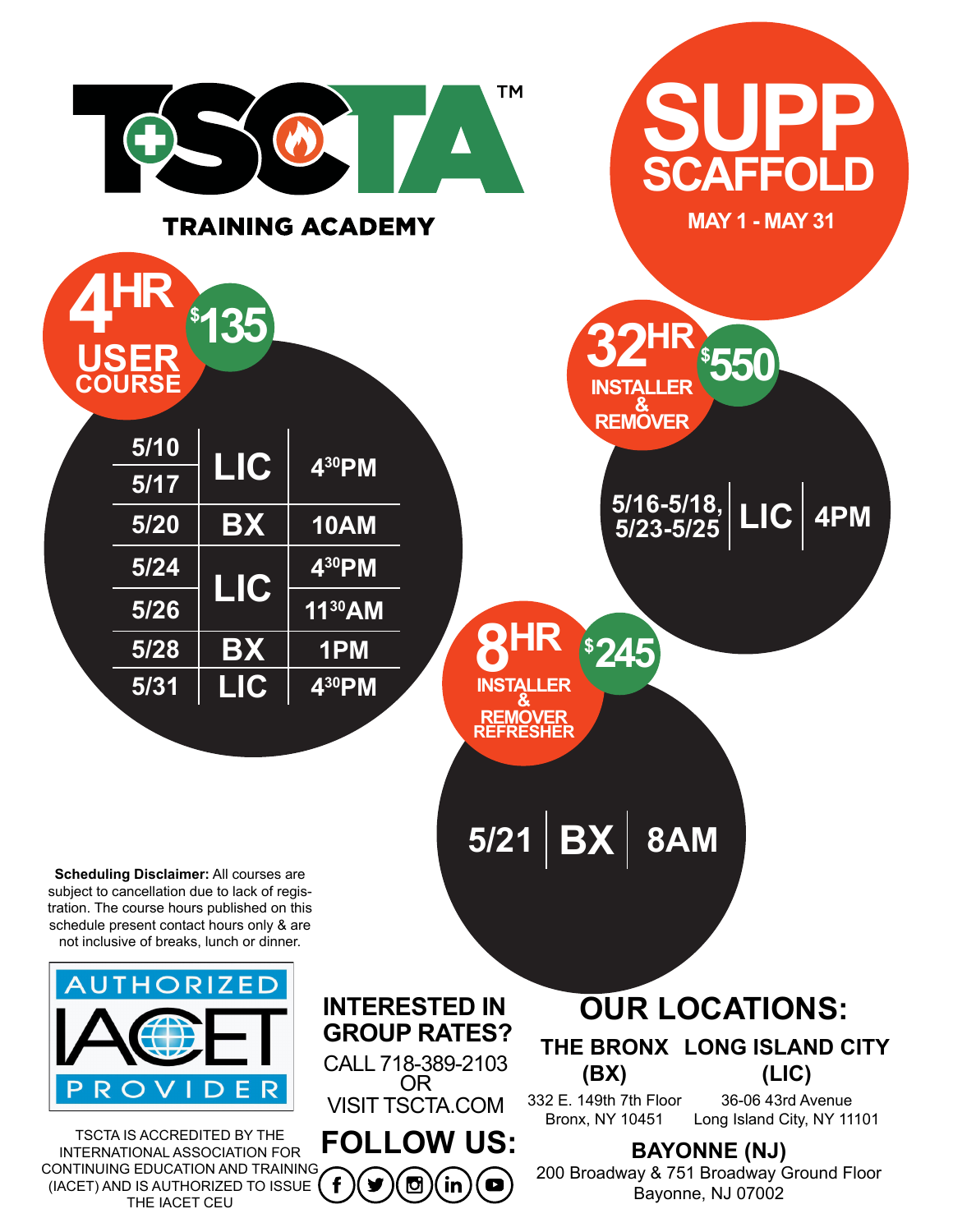# TSCTA™

**TRAINING ACADEMY**

# SUPP SCAFFOLD

**MAY 1 - MAY 31**

## 4HR USER COURSE — $135

| Date | Location | Time |
|---|---|---|
| 5/10 | LIC | 4:30PM |
| 5/17 | LIC | 4:30PM |
| 5/20 | BX | 10AM |
| 5/24 | LIC | 4:30PM |
| 5/26 | LIC | 11:30AM |
| 5/28 | BX | 1PM |
| 5/31 | LIC | 4:30PM |

## 32HR INSTALLER & REMOVER — $550

| Date | Location | Time |
|---|---|---|
| 5/16-5/18, 5/23-5/25 | LIC | 4PM |

## 8HR INSTALLER & REMOVER REFRESHER — $245

| Date | Location | Time |
|---|---|---|
| 5/21 | BX | 8AM |

**Scheduling Disclaimer:** All courses are subject to cancellation due to lack of registration. The course hours published on this schedule present contact hours only & are not inclusive of breaks, lunch or dinner.

AUTHORIZED IACET PROVIDER

TSCTA IS ACCREDITED BY THE INTERNATIONAL ASSOCIATION FOR CONTINUING EDUCATION AND TRAINING (IACET) AND IS AUTHORIZED TO ISSUE THE IACET CEU

**INTERESTED IN GROUP RATES?**

CALL 718-389-2103
OR
VISIT TSCTA.COM

**FOLLOW US:**

## OUR LOCATIONS:

**THE BRONX (BX)**
332 E. 149th 7th Floor
Bronx, NY 10451

**LONG ISLAND CITY (LIC)**
36-06 43rd Avenue
Long Island City, NY 11101

**BAYONNE (NJ)**
200 Broadway & 751 Broadway Ground Floor
Bayonne, NJ 07002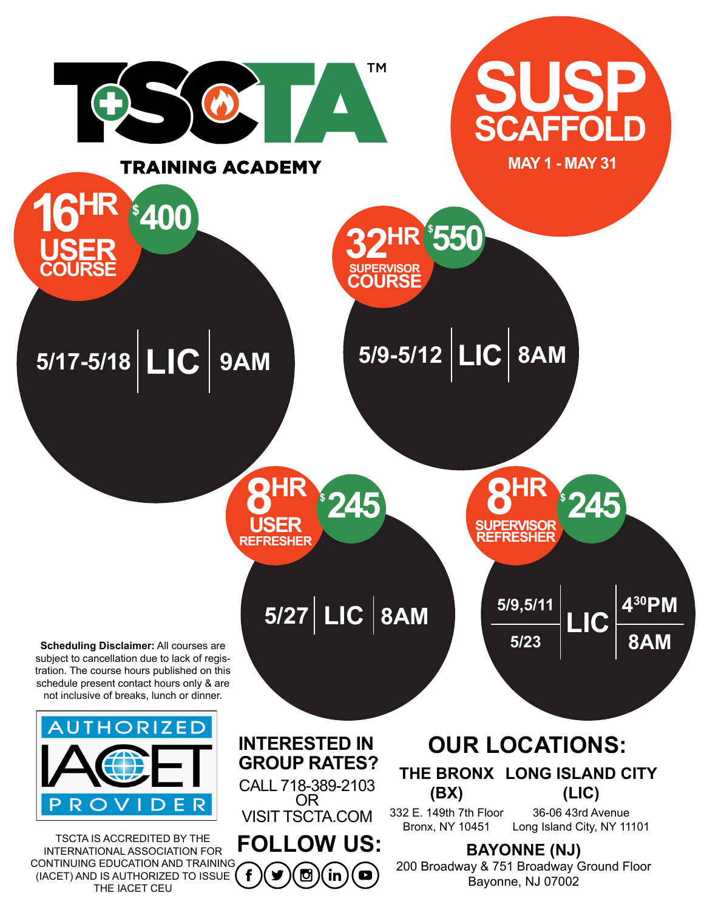# TSCTA™

**TRAINING ACADEMY**

# SUSP SCAFFOLD

**MAY 1 - MAY 31**

## 16HR USER COURSE — $400

5/17-5/18 | LIC | 9AM

## 32HR SUPERVISOR COURSE — $550

5/9-5/12 | LIC | 8AM

## 8HR USER REFRESHER — $245

5/27 | LIC | 8AM

## 8HR SUPERVISOR REFRESHER — $245

| Dates | Location | Time |
|---|---|---|
| 5/9,5/11 | LIC | 4:30PM |
| 5/23 | LIC | 8AM |

**Scheduling Disclaimer:** All courses are subject to cancellation due to lack of registration. The course hours published on this schedule present contact hours only & are not inclusive of breaks, lunch or dinner.

AUTHORIZED IACET PROVIDER

TSCTA IS ACCREDITED BY THE INTERNATIONAL ASSOCIATION FOR CONTINUING EDUCATION AND TRAINING (IACET) AND IS AUTHORIZED TO ISSUE THE IACET CEU

**INTERESTED IN GROUP RATES?**

CALL 718-389-2103
OR
VISIT TSCTA.COM

**FOLLOW US:**

## OUR LOCATIONS:

**THE BRONX (BX)**
332 E. 149th 7th Floor
Bronx, NY 10451

**LONG ISLAND CITY (LIC)**
36-06 43rd Avenue
Long Island City, NY 11101

**BAYONNE (NJ)**
200 Broadway & 751 Broadway Ground Floor
Bayonne, NJ 07002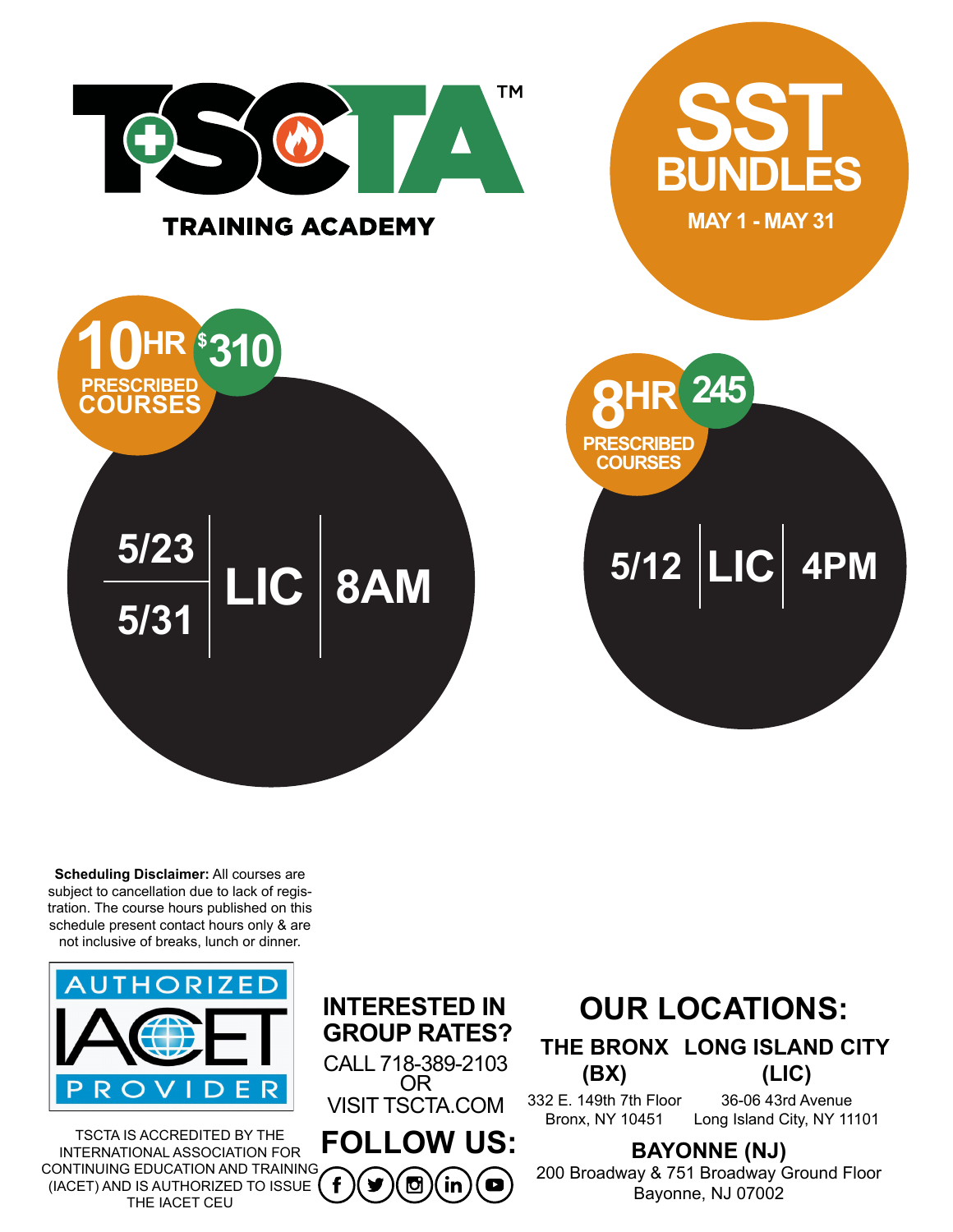# TSCTA™

TRAINING ACADEMY

## SST BUNDLES

MAY 1 - MAY 31

### 10HR PRESCRIBED COURSES — $310

| Dates | Location | Time |
|---|---|---|
| 5/23 | LIC | 8AM |
| 5/31 | LIC | 8AM |

### 8HR PRESCRIBED COURSES — 245

| Date | Location | Time |
|---|---|---|
| 5/12 | LIC | 4PM |

**Scheduling Disclaimer:** All courses are subject to cancellation due to lack of registration. The course hours published on this schedule present contact hours only & are not inclusive of breaks, lunch or dinner.

AUTHORIZED IACET PROVIDER

TSCTA IS ACCREDITED BY THE INTERNATIONAL ASSOCIATION FOR CONTINUING EDUCATION AND TRAINING (IACET) AND IS AUTHORIZED TO ISSUE THE IACET CEU

**INTERESTED IN GROUP RATES?**

CALL 718-389-2103
OR
VISIT TSCTA.COM

**FOLLOW US:**

## OUR LOCATIONS:

**THE BRONX (BX)**
332 E. 149th 7th Floor
Bronx, NY 10451

**LONG ISLAND CITY (LIC)**
36-06 43rd Avenue
Long Island City, NY 11101

**BAYONNE (NJ)**
200 Broadway & 751 Broadway Ground Floor
Bayonne, NJ 07002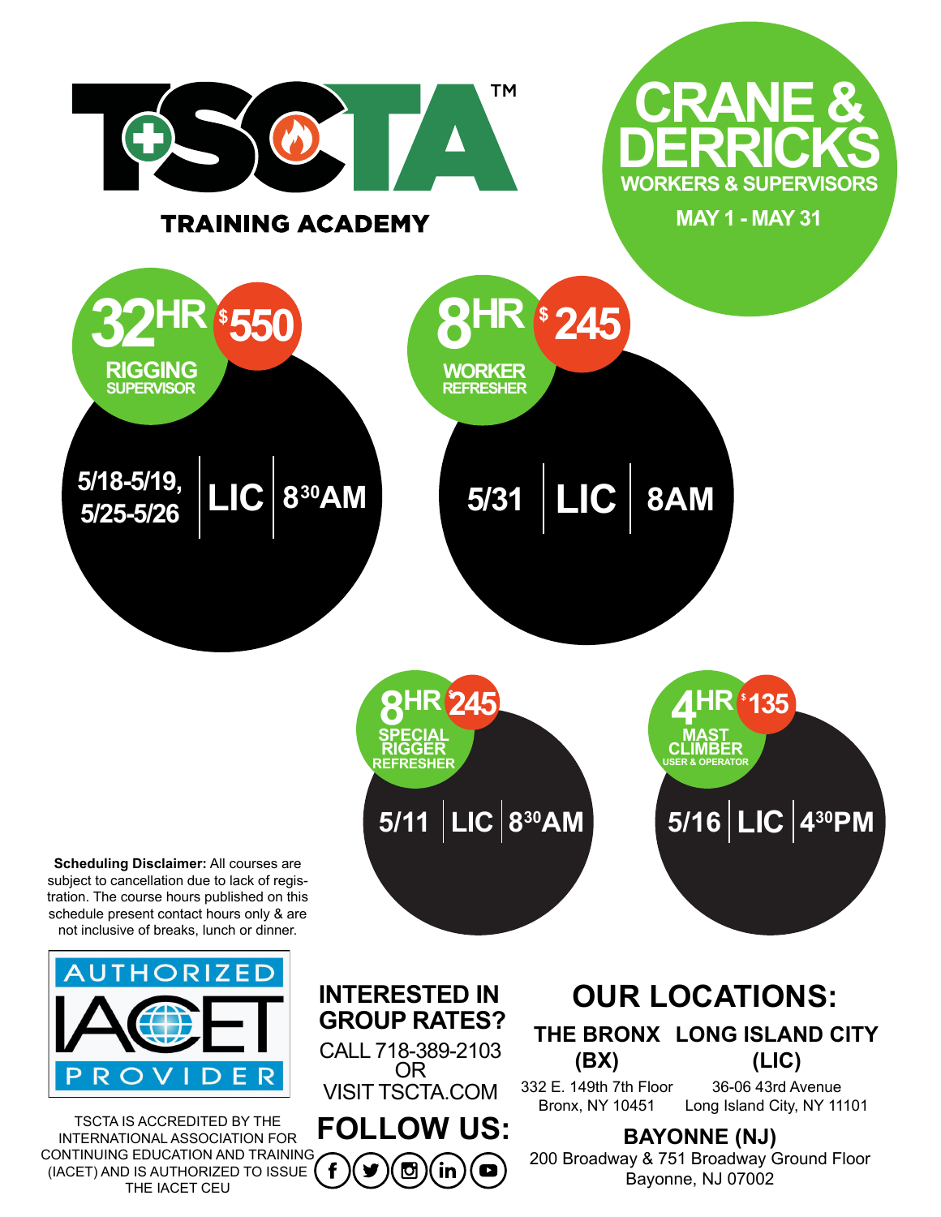# TSCTA™

TRAINING ACADEMY

## CRANE & DERRICKS

**WORKERS & SUPERVISORS**

**MAY 1 - MAY 31**

### 32HR RIGGING SUPERVISOR — $550

5/18-5/19, 5/25-5/26 | LIC | 8:30AM

### 8HR WORKER REFRESHER — $245

5/31 | LIC | 8AM

### 8HR SPECIAL RIGGER REFRESHER — $245

5/11 | LIC | 8:30AM

### 4HR MAST CLIMBER USER & OPERATOR — $135

5/16 | LIC | 4:30PM

**Scheduling Disclaimer:** All courses are subject to cancellation due to lack of registration. The course hours published on this schedule present contact hours only & are not inclusive of breaks, lunch or dinner.

AUTHORIZED IACET PROVIDER

TSCTA IS ACCREDITED BY THE INTERNATIONAL ASSOCIATION FOR CONTINUING EDUCATION AND TRAINING (IACET) AND IS AUTHORIZED TO ISSUE THE IACET CEU

**INTERESTED IN GROUP RATES?**

CALL 718-389-2103
OR
VISIT TSCTA.COM

**FOLLOW US:**

## OUR LOCATIONS:

**THE BRONX (BX)**
332 E. 149th 7th Floor
Bronx, NY 10451

**LONG ISLAND CITY (LIC)**
36-06 43rd Avenue
Long Island City, NY 11101

**BAYONNE (NJ)**
200 Broadway & 751 Broadway Ground Floor
Bayonne, NJ 07002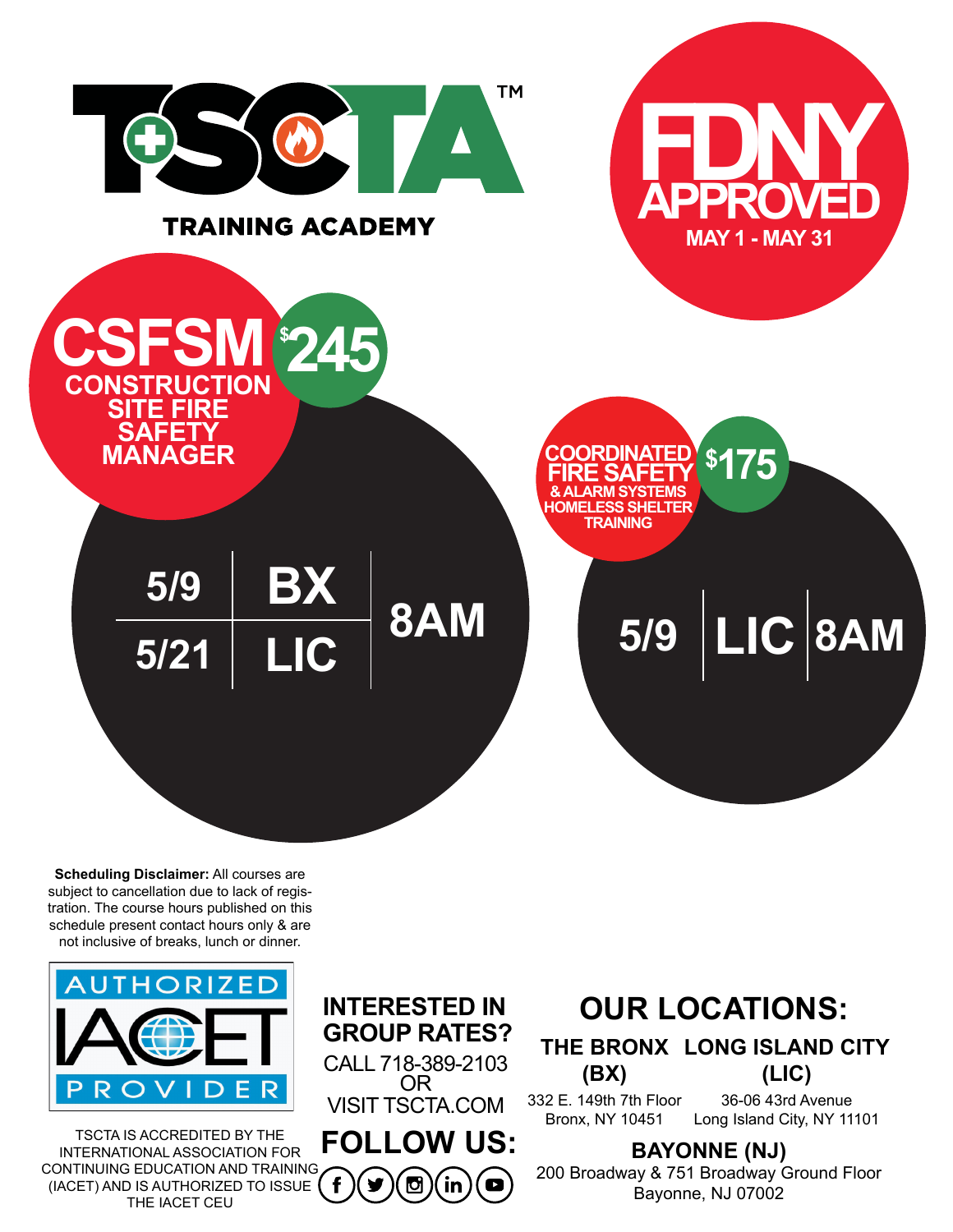# TSCTA™

TRAINING ACADEMY

**FDNY APPROVED**

**MAY 1 - MAY 31**

## CSFSM

**CONSTRUCTION SITE FIRE SAFETY MANAGER**

$245

| | | |
|---|---|---|
| 5/9 | BX | 8AM |
| 5/21 | LIC | |

## COORDINATED FIRE SAFETY

**& ALARM SYSTEMS HOMELESS SHELTER TRAINING**

$175

| | | |
|---|---|---|
| 5/9 | LIC | 8AM |

**Scheduling Disclaimer:** All courses are subject to cancellation due to lack of registration. The course hours published on this schedule present contact hours only & are not inclusive of breaks, lunch or dinner.

AUTHORIZED IACET PROVIDER

TSCTA IS ACCREDITED BY THE INTERNATIONAL ASSOCIATION FOR CONTINUING EDUCATION AND TRAINING (IACET) AND IS AUTHORIZED TO ISSUE THE IACET CEU

**INTERESTED IN GROUP RATES?**

CALL 718-389-2103
OR
VISIT TSCTA.COM

**FOLLOW US:**

## OUR LOCATIONS:

**THE BRONX (BX)**
332 E. 149th 7th Floor
Bronx, NY 10451

**LONG ISLAND CITY (LIC)**
36-06 43rd Avenue
Long Island City, NY 11101

**BAYONNE (NJ)**
200 Broadway & 751 Broadway Ground Floor
Bayonne, NJ 07002